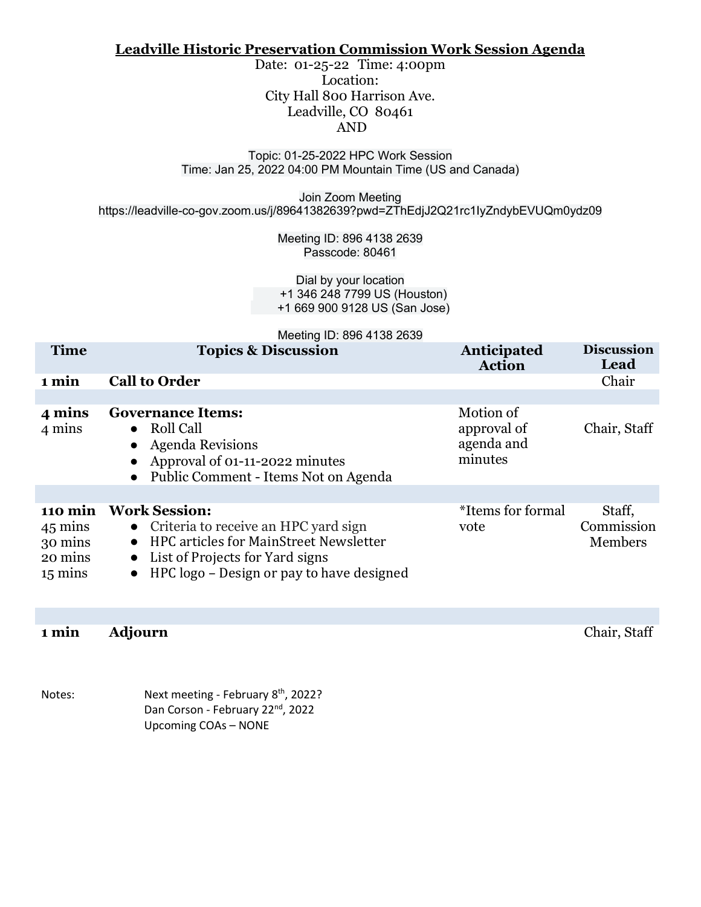# Leadville Historic Preservation Commission Work Session Agenda

Date: 01-25-22 Time: 4:00pm
Location:
City Hall 800 Harrison Ave.
Leadville, CO 80461
AND

Topic: 01-25-2022 HPC Work Session
Time: Jan 25, 2022 04:00 PM Mountain Time (US and Canada)

Join Zoom Meeting
https://leadville-co-gov.zoom.us/j/89641382639?pwd=ZThEdjJ2Q21rc1lyZndybEVUQm0ydz09

Meeting ID: 896 4138 2639
Passcode: 80461

Dial by your location
+1 346 248 7799 US (Houston)
+1 669 900 9128 US (San Jose)

Meeting ID: 896 4138 2639

| Time | Topics & Discussion | Anticipated Action | Discussion Lead |
|---|---|---|---|
| **1 min** | **Call to Order** | | Chair |
| | | | |
| **4 mins**<br>4 mins | **Governance Items:**<br>● Roll Call<br>● Agenda Revisions<br>● Approval of 01-11-2022 minutes<br>● Public Comment - Items Not on Agenda | Motion of approval of agenda and minutes | Chair, Staff |
| | | | |
| **110 min**<br>45 mins<br>30 mins<br>20 mins<br>15 mins | **Work Session:**<br>● Criteria to receive an HPC yard sign<br>● HPC articles for MainStreet Newsletter<br>● List of Projects for Yard signs<br>● HPC logo – Design or pay to have designed | *Items for formal vote | Staff, Commission Members |
| | | | |
| **1 min** | **Adjourn** | | Chair, Staff |

Notes:
Next meeting - February 8th, 2022?
Dan Corson - February 22nd, 2022
Upcoming COAs – NONE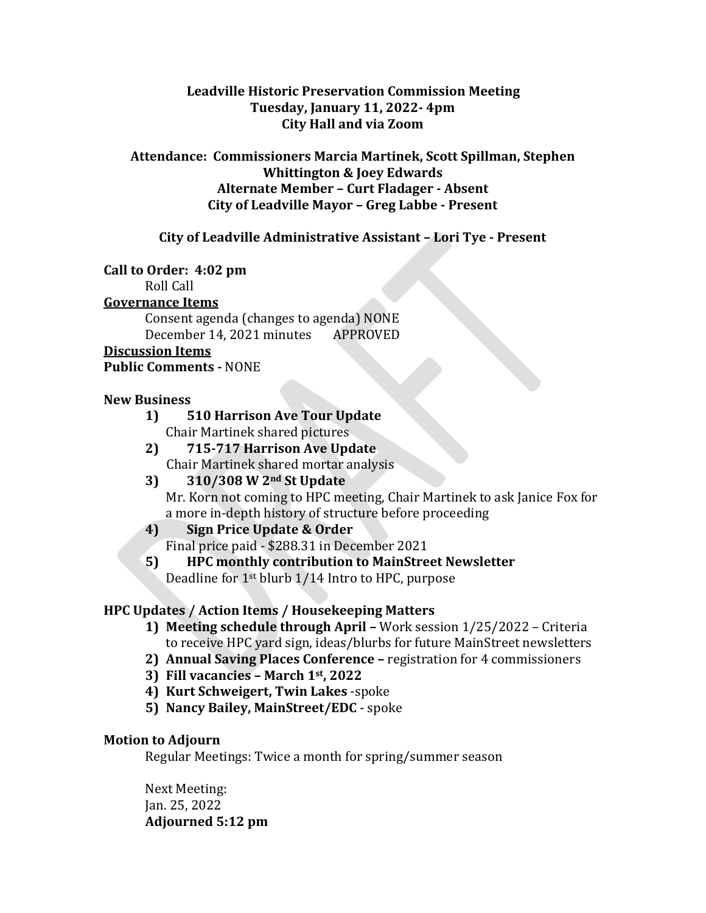**Leadville Historic Preservation Commission Meeting**
**Tuesday, January 11, 2022- 4pm**
**City Hall and via Zoom**

**Attendance: Commissioners Marcia Martinek, Scott Spillman, Stephen Whittington & Joey Edwards**
**Alternate Member – Curt Fladager - Absent**
**City of Leadville Mayor – Greg Labbe - Present**

**City of Leadville Administrative Assistant – Lori Tye - Present**

**Call to Order: 4:02 pm**

Roll Call

**Governance Items**

Consent agenda (changes to agenda) NONE
December 14, 2021 minutes APPROVED

**Discussion Items**

**Public Comments -** NONE

**New Business**

1) **510 Harrison Ave Tour Update**
   Chair Martinek shared pictures
2) **715-717 Harrison Ave Update**
   Chair Martinek shared mortar analysis
3) **310/308 W 2nd St Update**
   Mr. Korn not coming to HPC meeting, Chair Martinek to ask Janice Fox for a more in-depth history of structure before proceeding
4) **Sign Price Update & Order**
   Final price paid - $288.31 in December 2021
5) **HPC monthly contribution to MainStreet Newsletter**
   Deadline for 1st blurb 1/14 Intro to HPC, purpose

**HPC Updates / Action Items / Housekeeping Matters**

1) **Meeting schedule through April –** Work session 1/25/2022 – Criteria to receive HPC yard sign, ideas/blurbs for future MainStreet newsletters
2) **Annual Saving Places Conference –** registration for 4 commissioners
3) **Fill vacancies – March 1st, 2022**
4) **Kurt Schweigert, Twin Lakes** -spoke
5) **Nancy Bailey, MainStreet/EDC** - spoke

**Motion to Adjourn**

Regular Meetings: Twice a month for spring/summer season

Next Meeting:
Jan. 25, 2022
**Adjourned 5:12 pm**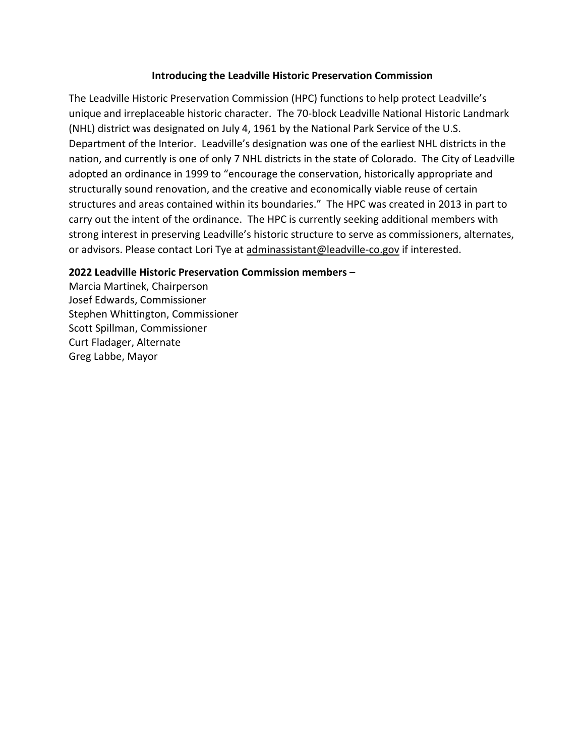**Introducing the Leadville Historic Preservation Commission**

The Leadville Historic Preservation Commission (HPC) functions to help protect Leadville's unique and irreplaceable historic character. The 70-block Leadville National Historic Landmark (NHL) district was designated on July 4, 1961 by the National Park Service of the U.S. Department of the Interior. Leadville's designation was one of the earliest NHL districts in the nation, and currently is one of only 7 NHL districts in the state of Colorado. The City of Leadville adopted an ordinance in 1999 to "encourage the conservation, historically appropriate and structurally sound renovation, and the creative and economically viable reuse of certain structures and areas contained within its boundaries." The HPC was created in 2013 in part to carry out the intent of the ordinance. The HPC is currently seeking additional members with strong interest in preserving Leadville's historic structure to serve as commissioners, alternates, or advisors. Please contact Lori Tye at adminassistant@leadville-co.gov if interested.

**2022 Leadville Historic Preservation Commission members** –
Marcia Martinek, Chairperson
Josef Edwards, Commissioner
Stephen Whittington, Commissioner
Scott Spillman, Commissioner
Curt Fladager, Alternate
Greg Labbe, Mayor